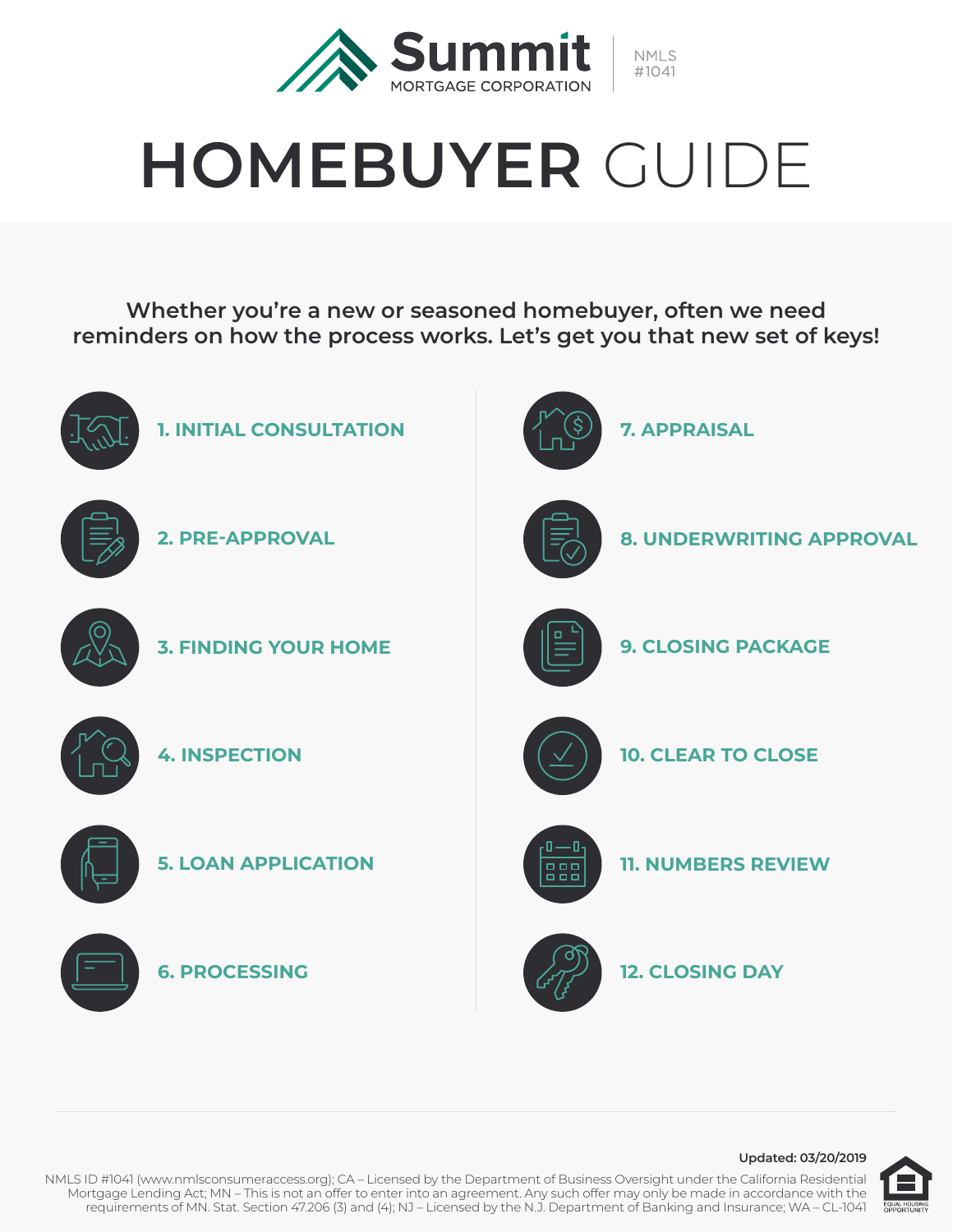Summit MORTGAGE CORPORATION | NMLS #1041

# HOMEBUYER GUIDE

**Whether you're a new or seasoned homebuyer, often we need reminders on how the process works. Let's get you that new set of keys!**

1. INITIAL CONSULTATION
2. PRE-APPROVAL
3. FINDING YOUR HOME
4. INSPECTION
5. LOAN APPLICATION
6. PROCESSING
7. APPRAISAL
8. UNDERWRITING APPROVAL
9. CLOSING PACKAGE
10. CLEAR TO CLOSE
11. NUMBERS REVIEW
12. CLOSING DAY

**Updated: 03/20/2019**

NMLS ID #1041 (www.nmlsconsumeraccess.org); CA – Licensed by the Department of Business Oversight under the California Residential Mortgage Lending Act; MN – This is not an offer to enter into an agreement. Any such offer may only be made in accordance with the requirements of MN. Stat. Section 47.206 (3) and (4); NJ – Licensed by the N.J. Department of Banking and Insurance; WA – CL-1041

EQUAL HOUSING OPPORTUNITY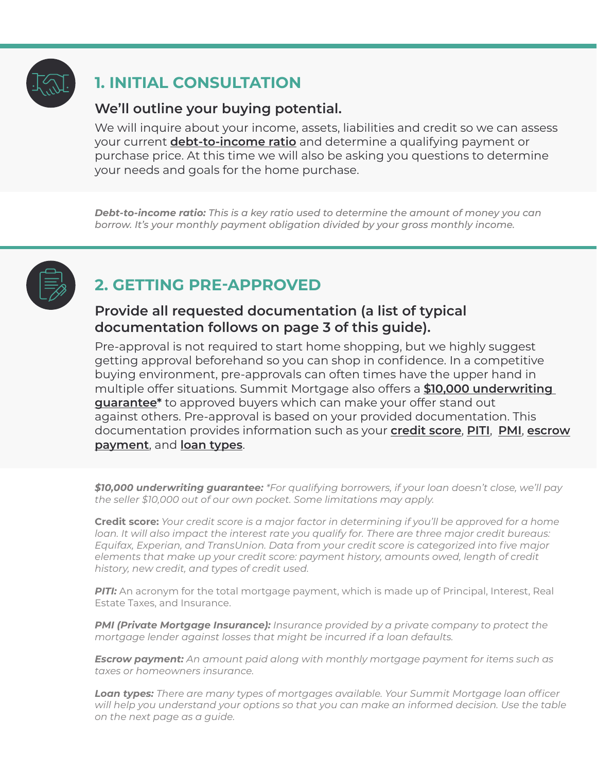## 1. INITIAL CONSULTATION

### We'll outline your buying potential.

We will inquire about your income, assets, liabilities and credit so we can assess your current **debt-to-income ratio** and determine a qualifying payment or purchase price. At this time we will also be asking you questions to determine your needs and goals for the home purchase.

***Debt-to-income ratio:*** *This is a key ratio used to determine the amount of money you can borrow. It's your monthly payment obligation divided by your gross monthly income.*

## 2. GETTING PRE-APPROVED

### Provide all requested documentation (a list of typical documentation follows on page 3 of this guide).

Pre-approval is not required to start home shopping, but we highly suggest getting approval beforehand so you can shop in confidence. In a competitive buying environment, pre-approvals can often times have the upper hand in multiple offer situations. Summit Mortgage also offers a **$10,000 underwriting guarantee*** to approved buyers which can make your offer stand out against others. Pre-approval is based on your provided documentation. This documentation provides information such as your **credit score**, **PITI**, **PMI**, **escrow payment**, and **loan types**.

***$10,000 underwriting guarantee:*** *\*For qualifying borrowers, if your loan doesn't close, we'll pay the seller $10,000 out of our own pocket. Some limitations may apply.*

**Credit score:** *Your credit score is a major factor in determining if you'll be approved for a home loan. It will also impact the interest rate you qualify for. There are three major credit bureaus: Equifax, Experian, and TransUnion. Data from your credit score is categorized into five major elements that make up your credit score: payment history, amounts owed, length of credit history, new credit, and types of credit used.*

***PITI:*** An acronym for the total mortgage payment, which is made up of Principal, Interest, Real Estate Taxes, and Insurance.

***PMI (Private Mortgage Insurance):*** *Insurance provided by a private company to protect the mortgage lender against losses that might be incurred if a loan defaults.*

***Escrow payment:*** *An amount paid along with monthly mortgage payment for items such as taxes or homeowners insurance.*

***Loan types:*** *There are many types of mortgages available. Your Summit Mortgage loan officer will help you understand your options so that you can make an informed decision. Use the table on the next page as a guide.*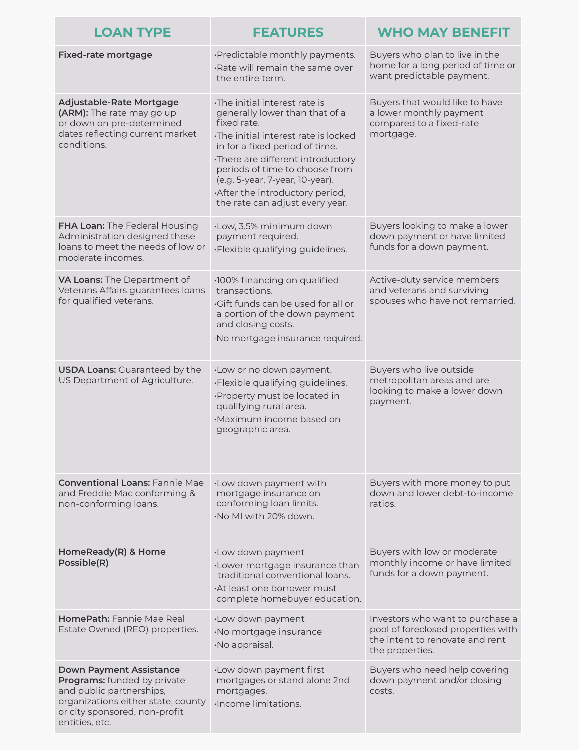| LOAN TYPE | FEATURES | WHO MAY BENEFIT |
|---|---|---|
| **Fixed-rate mortgage** | •Predictable monthly payments.<br>•Rate will remain the same over the entire term. | Buyers who plan to live in the home for a long period of time or want predictable payment. |
| **Adjustable-Rate Mortgage (ARM):** The rate may go up or down on pre-determined dates reflecting current market conditions. | •The initial interest rate is generally lower than that of a fixed rate.<br>•The initial interest rate is locked in for a fixed period of time.<br>•There are different introductory periods of time to choose from (e.g. 5-year, 7-year, 10-year).<br>•After the introductory period, the rate can adjust every year. | Buyers that would like to have a lower monthly payment compared to a fixed-rate mortgage. |
| **FHA Loan:** The Federal Housing Administration designed these loans to meet the needs of low or moderate incomes. | •Low, 3.5% minimum down payment required.<br>•Flexible qualifying guidelines. | Buyers looking to make a lower down payment or have limited funds for a down payment. |
| **VA Loans:** The Department of Veterans Affairs guarantees loans for qualified veterans. | •100% financing on qualified transactions.<br>•Gift funds can be used for all or a portion of the down payment and closing costs.<br>•No mortgage insurance required. | Active-duty service members and veterans and surviving spouses who have not remarried. |
| **USDA Loans:** Guaranteed by the US Department of Agriculture. | •Low or no down payment.<br>•Flexible qualifying guidelines.<br>•Property must be located in qualifying rural area.<br>•Maximum income based on geographic area. | Buyers who live outside metropolitan areas and are looking to make a lower down payment. |
| **Conventional Loans:** Fannie Mae and Freddie Mac conforming & non-conforming loans. | •Low down payment with mortgage insurance on conforming loan limits.<br>•No MI with 20% down. | Buyers with more money to put down and lower debt-to-income ratios. |
| **HomeReady(R) & Home Possible(R)** | •Low down payment<br>•Lower mortgage insurance than traditional conventional loans.<br>•At least one borrower must complete homebuyer education. | Buyers with low or moderate monthly income or have limited funds for a down payment. |
| **HomePath:** Fannie Mae Real Estate Owned (REO) properties. | •Low down payment<br>•No mortgage insurance<br>•No appraisal. | Investors who want to purchase a pool of foreclosed properties with the intent to renovate and rent the properties. |
| **Down Payment Assistance Programs:** funded by private and public partnerships, organizations either state, county or city sponsored, non-profit entities, etc. | •Low down payment first mortgages or stand alone 2nd mortgages.<br>•Income limitations. | Buyers who need help covering down payment and/or closing costs. |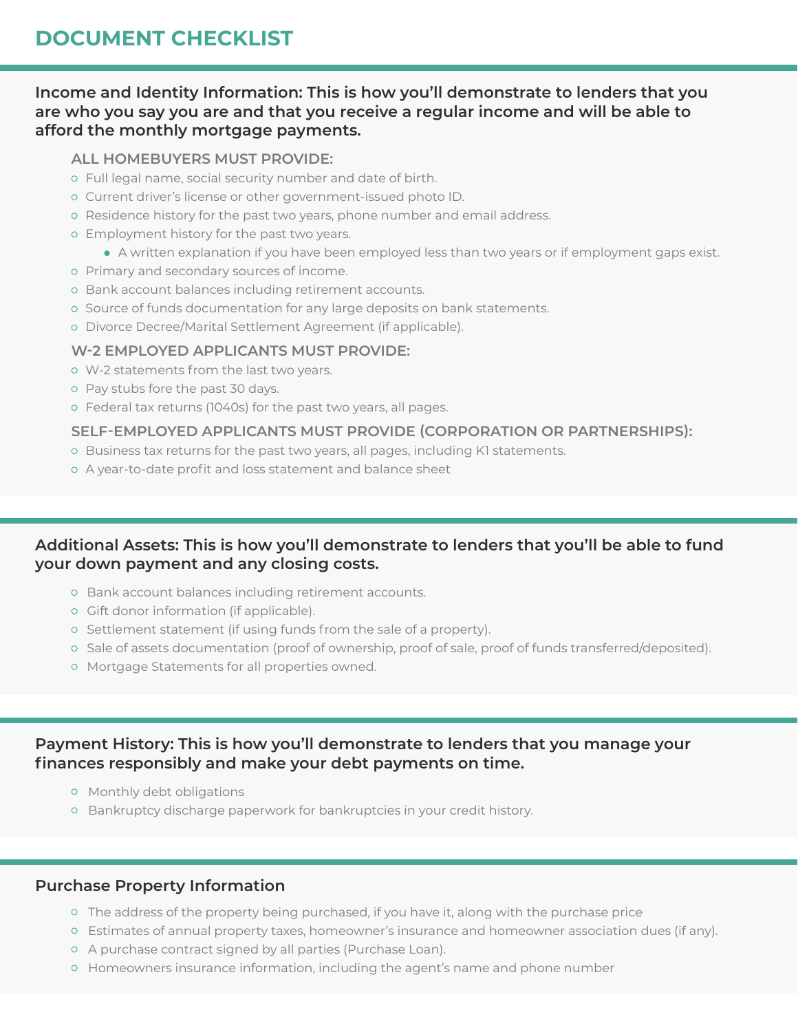# DOCUMENT CHECKLIST

## Income and Identity Information: This is how you'll demonstrate to lenders that you are who you say you are and that you receive a regular income and will be able to afford the monthly mortgage payments.

### ALL HOMEBUYERS MUST PROVIDE:

- Full legal name, social security number and date of birth.
- Current driver's license or other government-issued photo ID.
- Residence history for the past two years, phone number and email address.
- Employment history for the past two years.
  - A written explanation if you have been employed less than two years or if employment gaps exist.
- Primary and secondary sources of income.
- Bank account balances including retirement accounts.
- Source of funds documentation for any large deposits on bank statements.
- Divorce Decree/Marital Settlement Agreement (if applicable).

### W-2 EMPLOYED APPLICANTS MUST PROVIDE:

- W-2 statements from the last two years.
- Pay stubs fore the past 30 days.
- Federal tax returns (1040s) for the past two years, all pages.

### SELF-EMPLOYED APPLICANTS MUST PROVIDE (CORPORATION OR PARTNERSHIPS):

- Business tax returns for the past two years, all pages, including K1 statements.
- A year-to-date profit and loss statement and balance sheet

## Additional Assets: This is how you'll demonstrate to lenders that you'll be able to fund your down payment and any closing costs.

- Bank account balances including retirement accounts.
- Gift donor information (if applicable).
- Settlement statement (if using funds from the sale of a property).
- Sale of assets documentation (proof of ownership, proof of sale, proof of funds transferred/deposited).
- Mortgage Statements for all properties owned.

## Payment History: This is how you'll demonstrate to lenders that you manage your finances responsibly and make your debt payments on time.

- Monthly debt obligations
- Bankruptcy discharge paperwork for bankruptcies in your credit history.

## Purchase Property Information

- The address of the property being purchased, if you have it, along with the purchase price
- Estimates of annual property taxes, homeowner's insurance and homeowner association dues (if any).
- A purchase contract signed by all parties (Purchase Loan).
- Homeowners insurance information, including the agent's name and phone number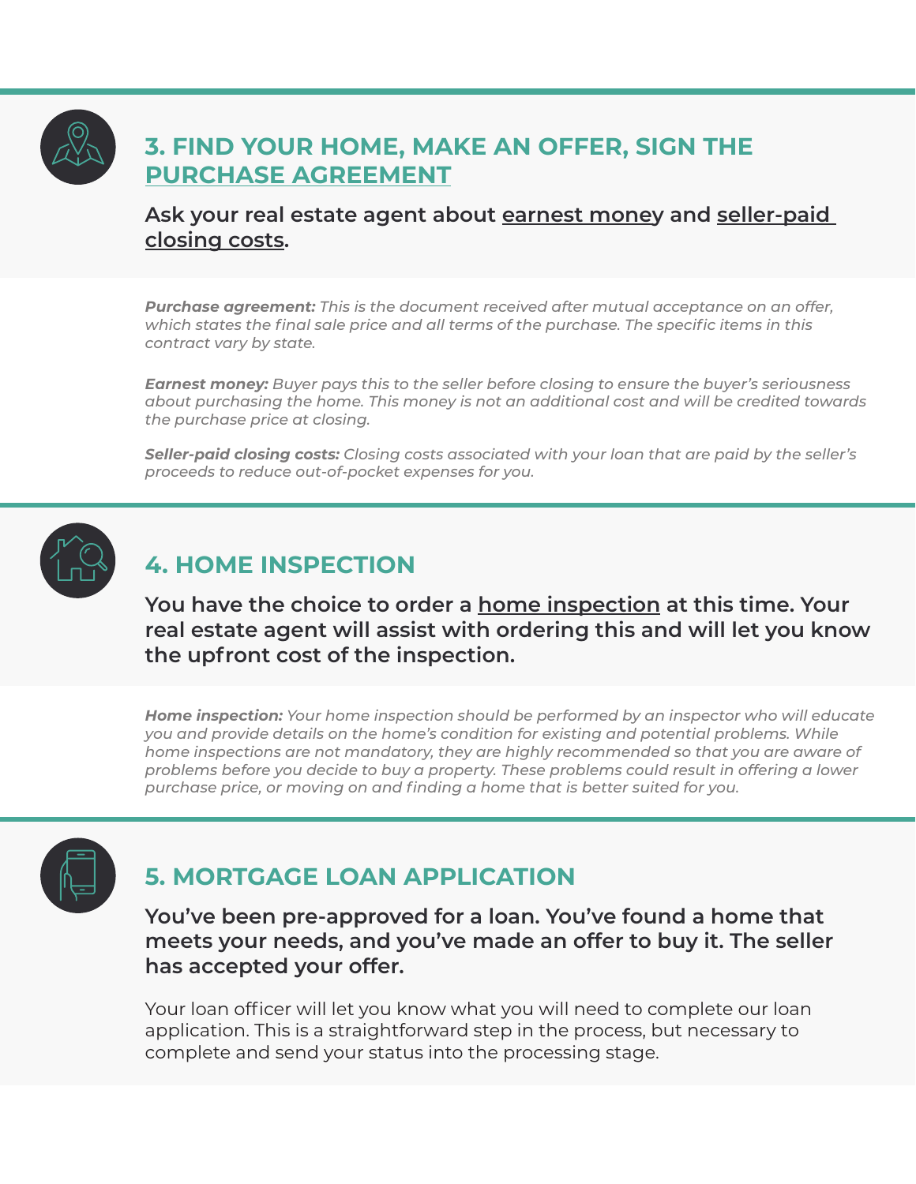## 3. FIND YOUR HOME, MAKE AN OFFER, SIGN THE PURCHASE AGREEMENT

**Ask your real estate agent about earnest money and seller-paid closing costs.**

***Purchase agreement:*** *This is the document received after mutual acceptance on an offer, which states the final sale price and all terms of the purchase. The specific items in this contract vary by state.*

***Earnest money:*** *Buyer pays this to the seller before closing to ensure the buyer's seriousness about purchasing the home. This money is not an additional cost and will be credited towards the purchase price at closing.*

***Seller-paid closing costs:*** *Closing costs associated with your loan that are paid by the seller's proceeds to reduce out-of-pocket expenses for you.*

## 4. HOME INSPECTION

**You have the choice to order a home inspection at this time. Your real estate agent will assist with ordering this and will let you know the upfront cost of the inspection.**

***Home inspection:*** *Your home inspection should be performed by an inspector who will educate you and provide details on the home's condition for existing and potential problems. While home inspections are not mandatory, they are highly recommended so that you are aware of problems before you decide to buy a property. These problems could result in offering a lower purchase price, or moving on and finding a home that is better suited for you.*

## 5. MORTGAGE LOAN APPLICATION

**You've been pre-approved for a loan. You've found a home that meets your needs, and you've made an offer to buy it. The seller has accepted your offer.**

Your loan officer will let you know what you will need to complete our loan application. This is a straightforward step in the process, but necessary to complete and send your status into the processing stage.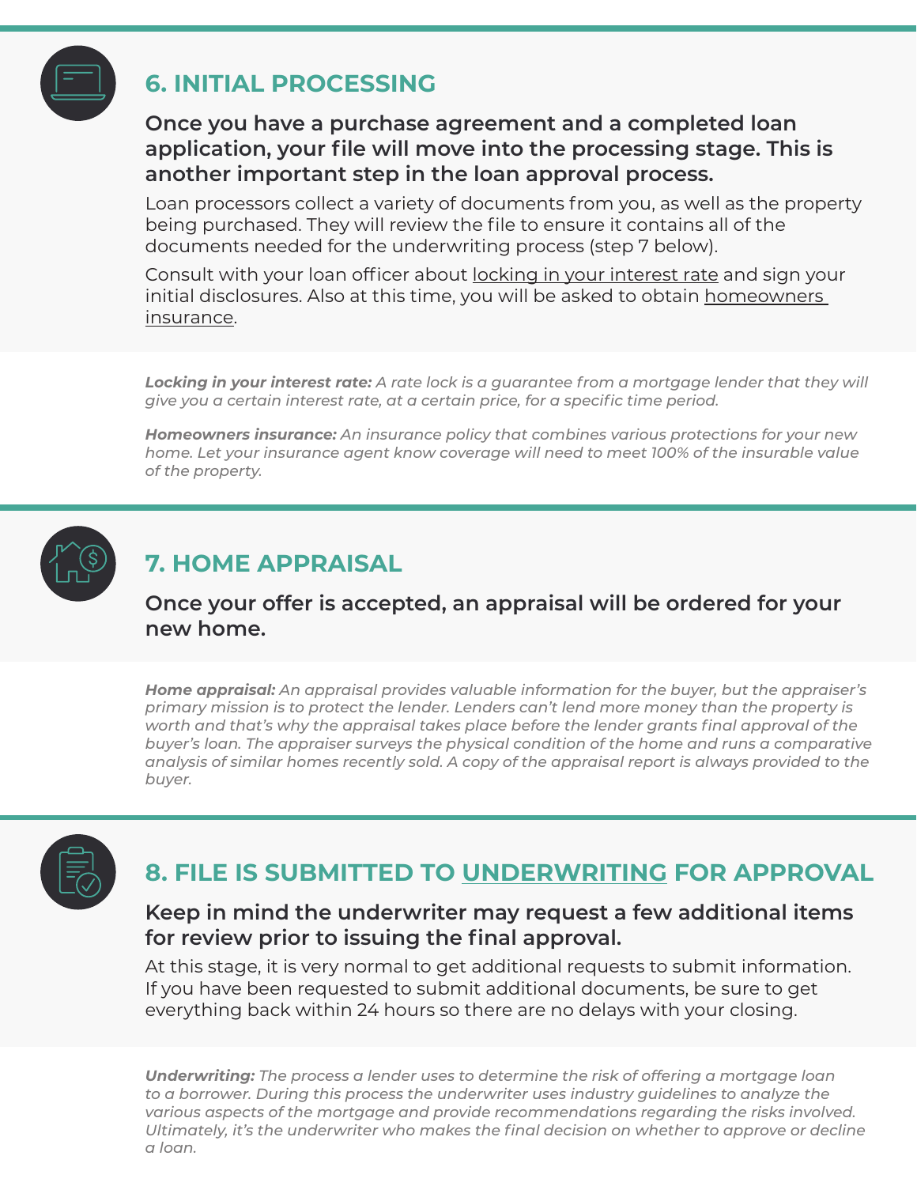## 6. INITIAL PROCESSING

**Once you have a purchase agreement and a completed loan application, your file will move into the processing stage. This is another important step in the loan approval process.**

Loan processors collect a variety of documents from you, as well as the property being purchased. They will review the file to ensure it contains all of the documents needed for the underwriting process (step 7 below).

Consult with your loan officer about locking in your interest rate and sign your initial disclosures. Also at this time, you will be asked to obtain homeowners insurance.

***Locking in your interest rate:*** *A rate lock is a guarantee from a mortgage lender that they will give you a certain interest rate, at a certain price, for a specific time period.*

***Homeowners insurance:*** *An insurance policy that combines various protections for your new home. Let your insurance agent know coverage will need to meet 100% of the insurable value of the property.*

## 7. HOME APPRAISAL

**Once your offer is accepted, an appraisal will be ordered for your new home.**

***Home appraisal:*** *An appraisal provides valuable information for the buyer, but the appraiser's primary mission is to protect the lender. Lenders can't lend more money than the property is worth and that's why the appraisal takes place before the lender grants final approval of the buyer's loan. The appraiser surveys the physical condition of the home and runs a comparative analysis of similar homes recently sold. A copy of the appraisal report is always provided to the buyer.*

## 8. FILE IS SUBMITTED TO UNDERWRITING FOR APPROVAL

**Keep in mind the underwriter may request a few additional items for review prior to issuing the final approval.**

At this stage, it is very normal to get additional requests to submit information. If you have been requested to submit additional documents, be sure to get everything back within 24 hours so there are no delays with your closing.

***Underwriting:*** *The process a lender uses to determine the risk of offering a mortgage loan to a borrower. During this process the underwriter uses industry guidelines to analyze the various aspects of the mortgage and provide recommendations regarding the risks involved. Ultimately, it's the underwriter who makes the final decision on whether to approve or decline a loan.*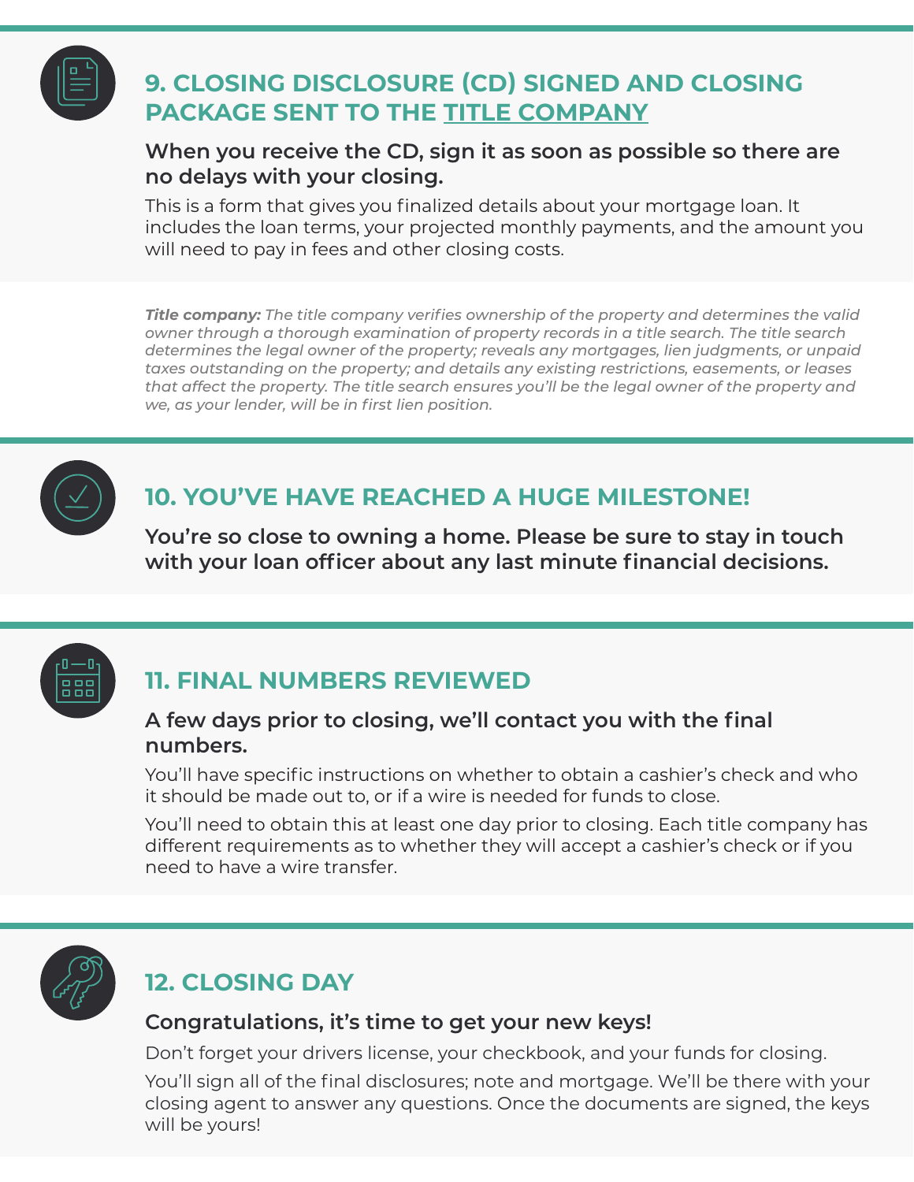## 9. CLOSING DISCLOSURE (CD) SIGNED AND CLOSING PACKAGE SENT TO THE TITLE COMPANY

**When you receive the CD, sign it as soon as possible so there are no delays with your closing.**

This is a form that gives you finalized details about your mortgage loan. It includes the loan terms, your projected monthly payments, and the amount you will need to pay in fees and other closing costs.

***Title company:*** *The title company verifies ownership of the property and determines the valid owner through a thorough examination of property records in a title search. The title search determines the legal owner of the property; reveals any mortgages, lien judgments, or unpaid taxes outstanding on the property; and details any existing restrictions, easements, or leases that affect the property. The title search ensures you'll be the legal owner of the property and we, as your lender, will be in first lien position.*

## 10. YOU'VE HAVE REACHED A HUGE MILESTONE!

**You're so close to owning a home. Please be sure to stay in touch with your loan officer about any last minute financial decisions.**

## 11. FINAL NUMBERS REVIEWED

**A few days prior to closing, we'll contact you with the final numbers.**

You'll have specific instructions on whether to obtain a cashier's check and who it should be made out to, or if a wire is needed for funds to close.

You'll need to obtain this at least one day prior to closing. Each title company has different requirements as to whether they will accept a cashier's check or if you need to have a wire transfer.

## 12. CLOSING DAY

**Congratulations, it's time to get your new keys!**

Don't forget your drivers license, your checkbook, and your funds for closing.

You'll sign all of the final disclosures; note and mortgage. We'll be there with your closing agent to answer any questions. Once the documents are signed, the keys will be yours!